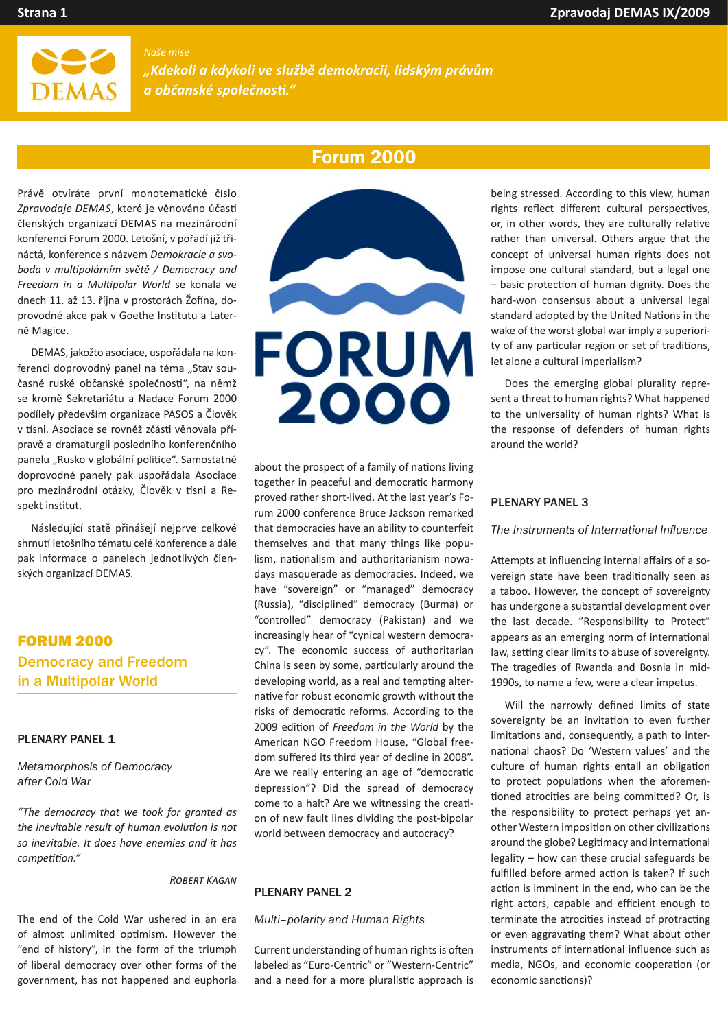*Naše mise*

*„Kdekoli a kdykoli ve službě demokracii, lidským právům a občanské společnosti."*

# Forum 2000

Právě otvíráte první monotematické číslo *Zpravodaje DEMAS*, které je věnováno účasti členských organizací DEMAS na mezinárodní konferenci Forum 2000. Letošní, v pořadí již třináctá, konference s názvem *Demokracie a svoboda v multipolárním světě / Democracy and Freedom in a Multipolar World* se konala ve dnech 11. až 13. října v prostorách Žofína, doprovodné akce pak v Goethe Institutu a Laterně Magice.

DEMAS, jakožto asociace, uspořádala na konferenci doprovodný panel na téma „Stav současné ruské občanské společnosti", na němž se kromě Sekretariátu a Nadace Forum 2000 podílely především organizace PASOS a Člověk v tísni. Asociace se rovněž zčásti věnovala přípravě a dramaturgii posledního konferenčního panelu „Rusko v globální politice". Samostatné doprovodné panely pak uspořádala Asociace pro mezinárodní otázky, Člověk v tísni a Respekt institut.

Následující statě přinášejí nejprve celkové shrnutí letošního tématu celé konference a dále pak informace o panelech jednotlivých členských organizací DEMAS.

## FORUM 2000
## Democracy and Freedom in a Multipolar World

### PLENARY PANEL 1

*Metamorphosis of Democracy after Cold War*

*"The democracy that we took for granted as the inevitable result of human evolution is not so inevitable. It does have enemies and it has competition."*

*Robert Kagan*

The end of the Cold War ushered in an era of almost unlimited optimism. However the "end of history", in the form of the triumph of liberal democracy over other forms of the government, has not happened and euphoria about the prospect of a family of nations living together in peaceful and democratic harmony proved rather short-lived. At the last year's Forum 2000 conference Bruce Jackson remarked that democracies have an ability to counterfeit themselves and that many things like populism, nationalism and authoritarianism nowadays masquerade as democracies. Indeed, we have "sovereign" or "managed" democracy (Russia), "disciplined" democracy (Burma) or "controlled" democracy (Pakistan) and we increasingly hear of "cynical western democracy". The economic success of authoritarian China is seen by some, particularly around the developing world, as a real and tempting alternative for robust economic growth without the risks of democratic reforms. According to the 2009 edition of *Freedom in the World* by the American NGO Freedom House, "Global freedom suffered its third year of decline in 2008". Are we really entering an age of "democratic depression"? Did the spread of democracy come to a halt? Are we witnessing the creation of new fault lines dividing the post-bipolar world between democracy and autocracy?

### PLENARY PANEL 2

*Multi–polarity and Human Rights*

Current understanding of human rights is often labeled as "Euro-Centric" or "Western-Centric" and a need for a more pluralistic approach is being stressed. According to this view, human rights reflect different cultural perspectives, or, in other words, they are culturally relative rather than universal. Others argue that the concept of universal human rights does not impose one cultural standard, but a legal one – basic protection of human dignity. Does the hard-won consensus about a universal legal standard adopted by the United Nations in the wake of the worst global war imply a superiority of any particular region or set of traditions, let alone a cultural imperialism?

Does the emerging global plurality represent a threat to human rights? What happened to the universality of human rights? What is the response of defenders of human rights around the world?

### PLENARY PANEL 3

*The Instruments of International Influence*

Attempts at influencing internal affairs of a sovereign state have been traditionally seen as a taboo. However, the concept of sovereignty has undergone a substantial development over the last decade. "Responsibility to Protect" appears as an emerging norm of international law, setting clear limits to abuse of sovereignty. The tragedies of Rwanda and Bosnia in mid-1990s, to name a few, were a clear impetus.

Will the narrowly defined limits of state sovereignty be an invitation to even further limitations and, consequently, a path to international chaos? Do 'Western values' and the culture of human rights entail an obligation to protect populations when the aforementioned atrocities are being committed? Or, is the responsibility to protect perhaps yet another Western imposition on other civilizations around the globe? Legitimacy and international legality – how can these crucial safeguards be fulfilled before armed action is taken? If such action is imminent in the end, who can be the right actors, capable and efficient enough to terminate the atrocities instead of protracting or even aggravating them? What about other instruments of international influence such as media, NGOs, and economic cooperation (or economic sanctions)?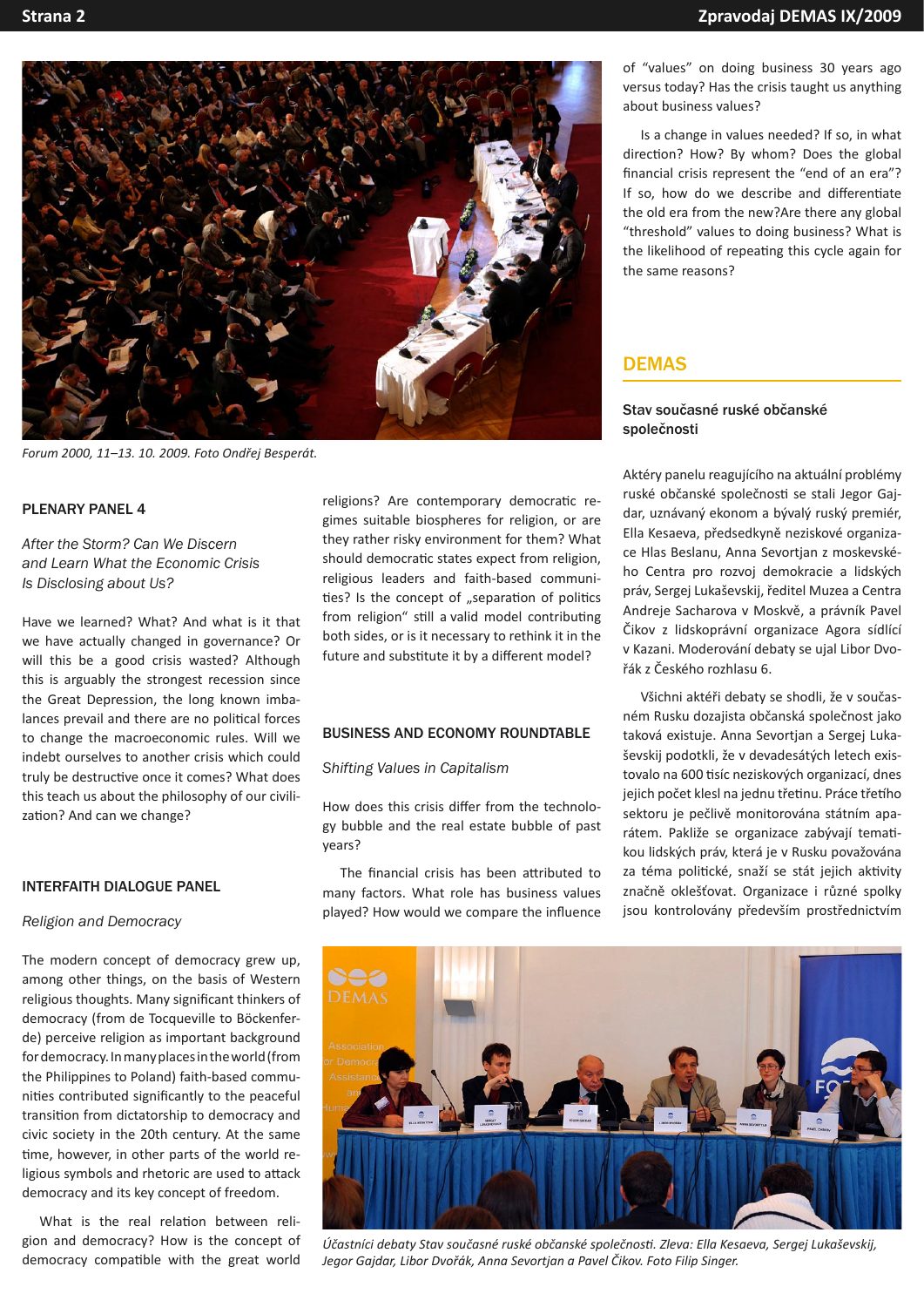Forum 2000, 11–13. 10. 2009. Foto Ondřej Besperát.

## PLENARY PANEL 4

*After the Storm? Can We Discern and Learn What the Economic Crisis Is Disclosing about Us?*

Have we learned? What? And what is it that we have actually changed in governance? Or will this be a good crisis wasted? Although this is arguably the strongest recession since the Great Depression, the long known imbalances prevail and there are no political forces to change the macroeconomic rules. Will we indebt ourselves to another crisis which could truly be destructive once it comes? What does this teach us about the philosophy of our civilization? And can we change?

## INTERFAITH DIALOGUE PANEL

*Religion and Democracy*

The modern concept of democracy grew up, among other things, on the basis of Western religious thoughts. Many significant thinkers of democracy (from de Tocqueville to Böckenferde) perceive religion as important background for democracy. In many places in the world (from the Philippines to Poland) faith-based communities contributed significantly to the peaceful transition from dictatorship to democracy and civic society in the 20th century. At the same time, however, in other parts of the world religious symbols and rhetoric are used to attack democracy and its key concept of freedom.

What is the real relation between religion and democracy? How is the concept of democracy compatible with the great world religions? Are contemporary democratic regimes suitable biospheres for religion, or are they rather risky environment for them? What should democratic states expect from religion, religious leaders and faith-based communities? Is the concept of „separation of politics from religion" still a valid model contributing both sides, or is it necessary to rethink it in the future and substitute it by a different model?

## BUSINESS AND ECONOMY ROUNDTABLE

*Shifting Values in Capitalism*

How does this crisis differ from the technology bubble and the real estate bubble of past years?

The financial crisis has been attributed to many factors. What role has business values played? How would we compare the influence of "values" on doing business 30 years ago versus today? Has the crisis taught us anything about business values?

Is a change in values needed? If so, in what direction? How? By whom? Does the global financial crisis represent the "end of an era"? If so, how do we describe and differentiate the old era from the new?Are there any global "threshold" values to doing business? What is the likelihood of repeating this cycle again for the same reasons?

## DEMAS

### Stav současné ruské občanské společnosti

Aktéry panelu reagujícího na aktuální problémy ruské občanské společnosti se stali Jegor Gajdar, uznávaný ekonom a bývalý ruský premiér, Ella Kesaeva, předsedkyně neziskové organizace Hlas Beslanu, Anna Sevortjan z moskevského Centra pro rozvoj demokracie a lidských práv, Sergej Lukaševskij, ředitel Muzea a Centra Andreje Sacharova v Moskvě, a právník Pavel Čikov z lidskoprávní organizace Agora sídlící v Kazani. Moderování debaty se ujal Libor Dvořák z Českého rozhlasu 6.

Všichni aktéři debaty se shodli, že v současném Rusku dozajista občanská společnost jako taková existuje. Anna Sevortjan a Sergej Lukaševskij podotkli, že v devadesátých letech existovalo na 600 tisíc neziskových organizací, dnes jejich počet klesl na jednu třetinu. Práce třetího sektoru je pečlivě monitorována státním aparátem. Pakliže se organizace zabývají tematikou lidských práv, která je v Rusku považována za téma politické, snaží se stát jejich aktivity značně okleštovat. Organizace i různé spolky jsou kontrolovány především prostřednictvím

Účastníci debaty Stav současné ruské občanské společnosti. Zleva: Ella Kesaeva, Sergej Lukaševskij, Jegor Gajdar, Libor Dvořák, Anna Sevortjan a Pavel Čikov. Foto Filip Singer.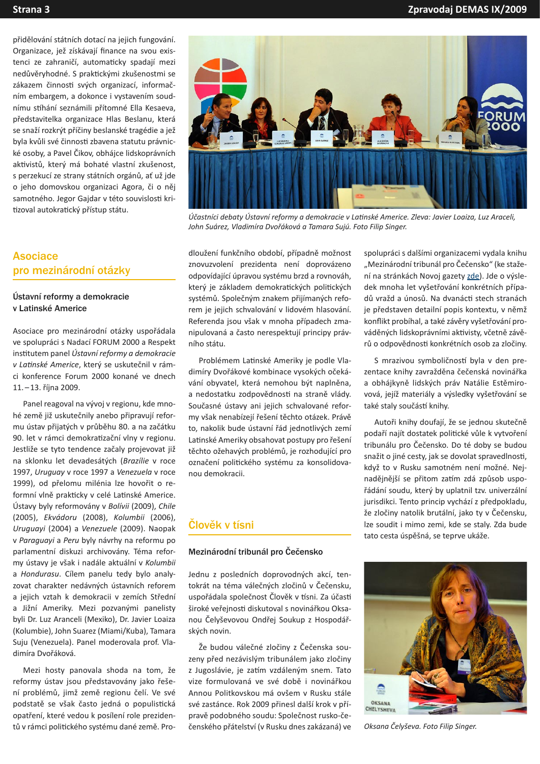přidělování státních dotací na jejich fungování. Organizace, jež získávají finance na svou existenci ze zahraničí, automaticky spadají mezi nedůvěryhodné. S praktickými zkušenostmi se zákazem činnosti svých organizací, informačním embargem, a dokonce i vystavením soudnímu stíhání seznámili přítomné Ella Kesaeva, představitelka organizace Hlas Beslanu, která se snaží rozkrýt příčiny beslanské tragédie a jež byla kvůli své činnosti zbavena statutu právnické osoby, a Pavel Čikov, obhájce lidskoprávních aktivistů, který má bohaté vlastní zkušenost, s perzekucí ze strany státních orgánů, ať už jde o jeho domovskou organizaci Agora, či o něj samotného. Jegor Gajdar v této souvislosti kritizoval autokratický přístup státu.

*Účastníci debaty Ústavní reformy a demokracie v Latinské Americe. Zleva: Javier Loaiza, Luz Araceli, John Suárez, Vladimíra Dvořáková a Tamara Sujú. Foto Filip Singer.*

## Asociace pro mezinárodní otázky

### Ústavní reformy a demokracie v Latinské Americe

Asociace pro mezinárodní otázky uspořádala ve spolupráci s Nadací FORUM 2000 a Respekt institutem panel *Ústavní reformy a demokracie v Latinské Americe*, který se uskutečnil v rámci konference Forum 2000 konané ve dnech 11. – 13. října 2009.

Panel reagoval na vývoj v regionu, kde mnohé země již uskutečnily anebo připravují reformu ústav přijatých v průběhu 80. a na začátku 90. let v rámci demokratizační vlny v regionu. Jestliže se tyto tendence začaly projevovat již na sklonku let devadesátých (*Brazílie* v roce 1997, *Uruguay* v roce 1997 a *Venezuela* v roce 1999), od přelomu milénia lze hovořit o reformní vlně prakticky v celé Latinské Americe. Ústavy byly reformovány v *Bolívii* (2009), *Chile* (2005), *Ekvádoru* (2008), *Kolumbii* (2006), *Uruguayi* (2004) a *Venezuele* (2009). Naopak v *Paraguayi* a *Peru* byly návrhy na reformu po parlamentní diskuzi archivovány. Téma reformy ústavy je však i nadále aktuální v *Kolumbii* a *Hondurasu*. Cílem panelu tedy bylo analyzovat charakter nedávných ústavních reforem a jejich vztah k demokracii v zemích Střední a Jižní Ameriky. Mezi pozvanými panelisty byli Dr. Luz Aranceli (Mexiko), Dr. Javier Loaiza (Kolumbie), John Suarez (Miami/Kuba), Tamara Suju (Venezuela). Panel moderovala prof. Vladimíra Dvořáková.

Mezi hosty panovala shoda na tom, že reformy ústav jsou představovány jako řešení problémů, jimž země regionu čelí. Ve své podstatě se však často jedná o populistická opatření, které vedou k posílení role prezidentů v rámci politického systému dané země. Prodloužení funkčního období, případně možnost znovuzvolení prezidenta není doprovázeno odpovídající úpravou systému brzd a rovnováh, který je základem demokratických politických systémů. Společným znakem přijímaných reforem je jejich schvalování v lidovém hlasování. Referenda jsou však v mnoha případech zmanipulovaná a často nerespektují principy právního státu.

Problémem Latinské Ameriky je podle Vladimíry Dvořákové kombinace vysokých očekávání obyvatel, která nemohou být naplněna, a nedostatku zodpovědnosti na straně vlády. Současné ústavy ani jejich schvalované reformy však nenabízejí řešení těchto otázek. Právě to, nakolik bude ústavní řád jednotlivých zemí Latinské Ameriky obsahovat postupy pro řešení těchto ožehavých problémů, je rozhodující pro označení politického systému za konsolidovanou demokracii.

## Člověk v tísni

### Mezinárodní tribunál pro Čečensko

Jednu z posledních doprovodných akcí, tentokrát na téma válečných zločinů v Čečensku, uspořádala společnost Člověk v tísni. Za účasti široké veřejnosti diskutoval s novinářkou Oksanou Čelyševovou Ondřej Soukup z Hospodářských novin.

Že budou válečné zločiny z Čečenska souzeny před nezávislým tribunálem jako zločiny z Jugoslávie, je zatím vzdáleným snem. Tato vize formulovaná ve své době i novinářkou Annou Politkovskou má ovšem v Rusku stále své zastánce. Rok 2009 přinesl další krok v přípravě podobného soudu: Společnost rusko-čečenského přátelství (v Rusku dnes zakázaná) ve spolupráci s dalšími organizacemi vydala knihu „Mezinárodní tribunál pro Čečensko" (ke stažení na stránkách Novoj gazety zde). Jde o výsledek mnoha let vyšetřování konkrétních případů vražd a únosů. Na dvanácti stech stranách je představen detailní popis kontextu, v němž konflikt probíhal, a také závěry vyšetřování prováděných lidskoprávními aktivisty, včetně závěrů o odpovědnosti konkrétních osob za zločiny.

S mrazivou symboličností byla v den prezentace knihy zavražděna čečenská novinářka a obhájkyně lidských práv Natálie Estěmirovová, jejíž materiály a výsledky vyšetřování se také staly součástí knihy.

Autoři knihy doufají, že se jednou skutečně podaří najít dostatek politické vůle k vytvoření tribunálu pro Čečensko. Do té doby se budou snažit o jiné cesty, jak se dovolat spravedlnosti, když to v Rusku samotném není možné. Nejnadějnější se přitom zatím zdá způsob uspořádání soudu, který by uplatnil tzv. univerzální jurisdikci. Tento princip vychází z předpokladu, že zločiny natolik brutální, jako ty v Čečensku, lze soudit i mimo zemi, kde se staly. Zda bude tato cesta úspěšná, se teprve ukáže.

*Oksana Čelyševa. Foto Filip Singer.*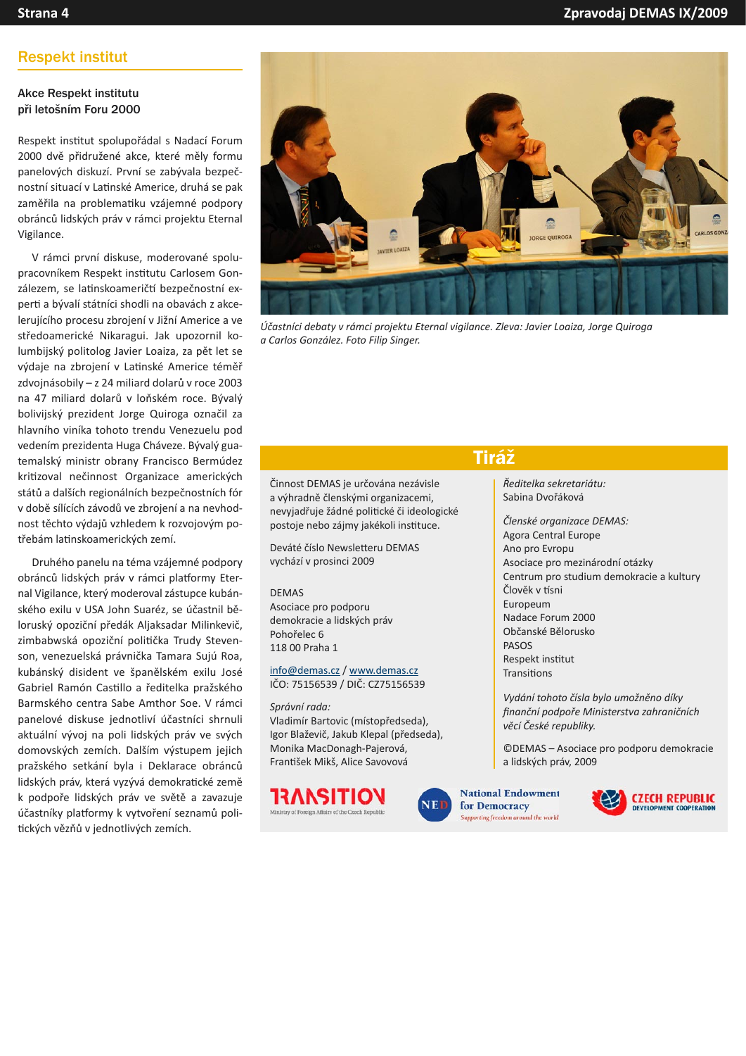## Respekt institut

### Akce Respekt institutu při letošním Foru 2000

Respekt institut spolupořádal s Nadací Forum 2000 dvě přidružené akce, které měly formu panelových diskuzí. První se zabývala bezpečnostní situací v Latinské Americe, druhá se pak zaměřila na problematiku vzájemné podpory obránců lidských práv v rámci projektu Eternal Vigilance.

V rámci první diskuse, moderované spolupracovníkem Respekt institutu Carlosem Gonzálezem, se latinskoameričtí bezpečnostní experti a bývalí státníci shodli na obavách z akcelerujícího procesu zbrojení v Jižní Americe a ve středoamerické Nikaragui. Jak upozornil kolumbijský politolog Javier Loaiza, za pět let se výdaje na zbrojení v Latinské Americe téměř zdvojnásobily – z 24 miliard dolarů v roce 2003 na 47 miliard dolarů v loňském roce. Bývalý bolivijský prezident Jorge Quiroga označil za hlavního viníka tohoto trendu Venezuelu pod vedením prezidenta Huga Cháveze. Bývalý guatemalský ministr obrany Francisco Bermúdez kritizoval nečinnost Organizace amerických států a dalších regionálních bezpečnostních fór v době sílících závodů ve zbrojení a na nevhodnost těchto výdajů vzhledem k rozvojovým potřebám latinskoamerických zemí.

Druhého panelu na téma vzájemné podpory obránců lidských práv v rámci platformy Eternal Vigilance, který moderoval zástupce kubánského exilu v USA John Suaréz, se účastnil běloruský opoziční předák Aljaksadar Milinkevič, zimbabwská opoziční politička Trudy Stevenson, venezuelská právnička Tamara Sujú Roa, kubánský disident ve španělském exilu José Gabriel Ramón Castillo a ředitelka pražského Barmského centra Sabe Amthor Soe. V rámci panelové diskuse jednotliví účastníci shrnuli aktuální vývoj na poli lidských práv ve svých domovských zemích. Dalším výstupem jejich pražského setkání byla i Deklarace obránců lidských práv, která vyzývá demokratické země k podpoře lidských práv ve světě a zavazuje účastníky platformy k vytvoření seznamů politických vězňů v jednotlivých zemích.

*Účastníci debaty v rámci projektu Eternal vigilance. Zleva: Javier Loaiza, Jorge Quiroga a Carlos González. Foto Filip Singer.*

## Tiráž

Činnost DEMAS je určována nezávisle a výhradně členskými organizacemi, nevyjadřuje žádné politické či ideologické postoje nebo zájmy jakékoli instituce.

Deváté číslo Newsletteru DEMAS vychází v prosinci 2009

DEMAS
Asociace pro podporu demokracie a lidských práv
Pohořelec 6
118 00 Praha 1

info@demas.cz / www.demas.cz
IČO: 75156539 / DIČ: CZ75156539

*Správní rada:*
Vladimír Bartovic (místopředseda), Igor Blaževič, Jakub Klepal (předseda), Monika MacDonagh-Pajerová, František Mikš, Alice Savovová

*Ředitelka sekretariátu:*
Sabina Dvořáková

*Členské organizace DEMAS:*
Agora Central Europe
Ano pro Evropu
Asociace pro mezinárodní otázky
Centrum pro studium demokracie a kultury
Člověk v tísni
Europeum
Nadace Forum 2000
Občanské Bělorusko
PASOS
Respekt institut
Transitions

*Vydání tohoto čísla bylo umožněno díky finanční podpoře Ministerstva zahraničních věcí České republiky.*

©DEMAS – Asociace pro podporu demokracie a lidských práv, 2009

TRANSITION – Ministry of Foreign Affairs of the Czech Republic
NED – National Endowment for Democracy – Supporting freedom around the world
CZECH REPUBLIC – DEVELOPMENT COOPERATION